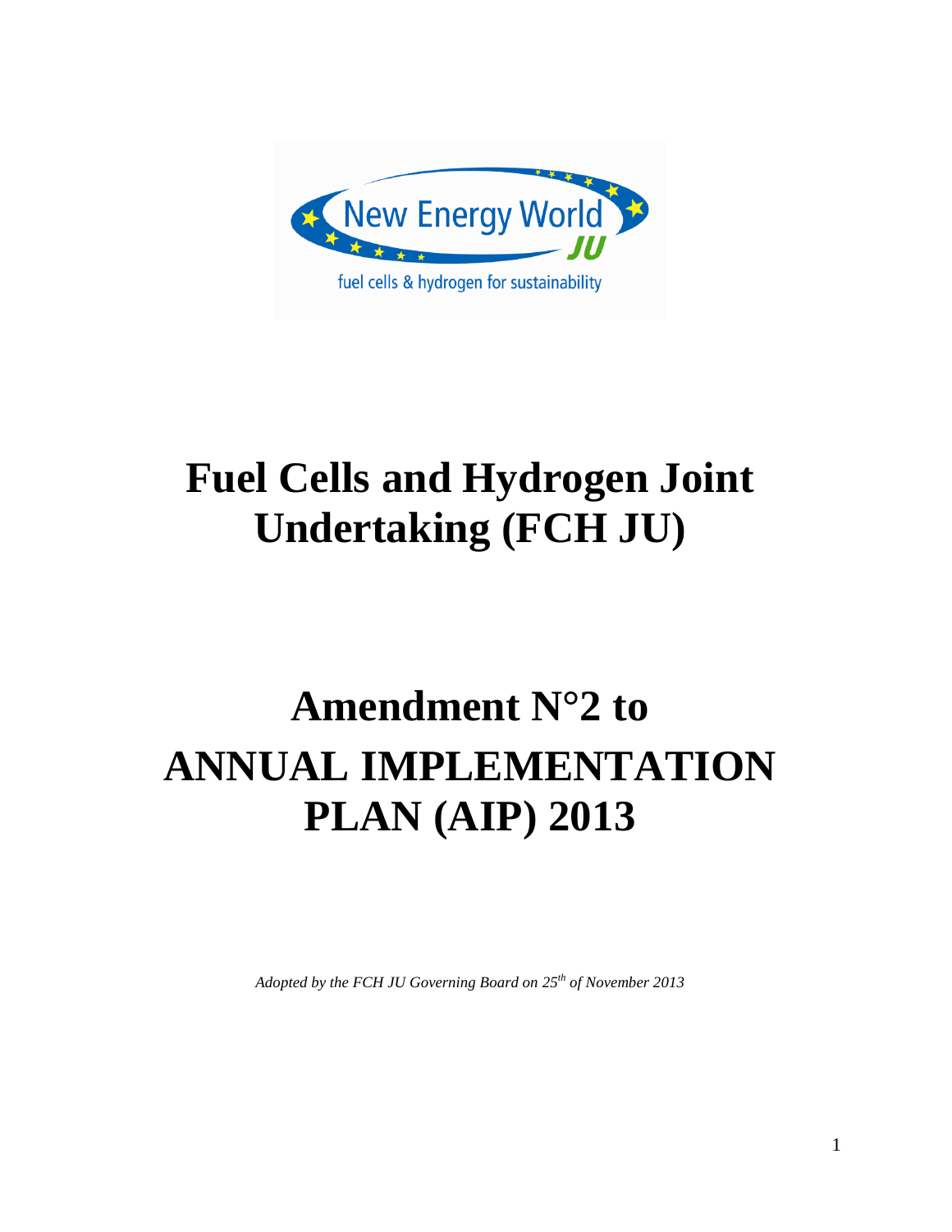New Energy World JU

fuel cells & hydrogen for sustainability

# Fuel Cells and Hydrogen Joint Undertaking (FCH JU)

# Amendment N°2 to ANNUAL IMPLEMENTATION PLAN (AIP) 2013

*Adopted by the FCH JU Governing Board on 25th of November 2013*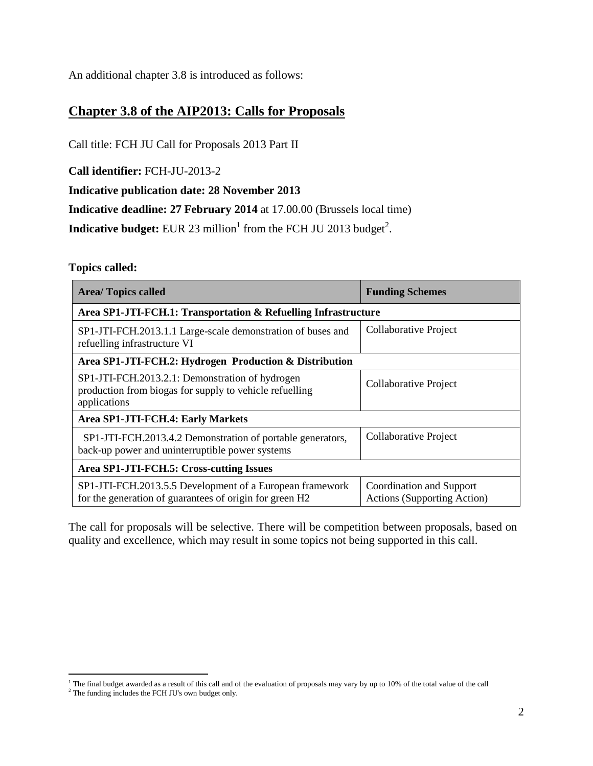An additional chapter 3.8 is introduced as follows:

## Chapter 3.8 of the AIP2013: Calls for Proposals

Call title: FCH JU Call for Proposals 2013 Part II

**Call identifier:** FCH-JU-2013-2

**Indicative publication date: 28 November 2013**

**Indicative deadline: 27 February 2014** at 17.00.00 (Brussels local time)

**Indicative budget:** EUR 23 million[1] from the FCH JU 2013 budget[2].

**Topics called:**

| Area/ Topics called | Funding Schemes |
|---|---|
| **Area SP1-JTI-FCH.1: Transportation & Refuelling Infrastructure** | |
| SP1-JTI-FCH.2013.1.1 Large-scale demonstration of buses and refuelling infrastructure VI | Collaborative Project |
| **Area SP1-JTI-FCH.2: Hydrogen Production & Distribution** | |
| SP1-JTI-FCH.2013.2.1: Demonstration of hydrogen production from biogas for supply to vehicle refuelling applications | Collaborative Project |
| **Area SP1-JTI-FCH.4: Early Markets** | |
| SP1-JTI-FCH.2013.4.2 Demonstration of portable generators, back-up power and uninterruptible power systems | Collaborative Project |
| **Area SP1-JTI-FCH.5: Cross-cutting Issues** | |
| SP1-JTI-FCH.2013.5.5 Development of a European framework for the generation of guarantees of origin for green H2 | Coordination and Support Actions (Supporting Action) |

The call for proposals will be selective. There will be competition between proposals, based on quality and excellence, which may result in some topics not being supported in this call.

[1] The final budget awarded as a result of this call and of the evaluation of proposals may vary by up to 10% of the total value of the call

[2] The funding includes the FCH JU's own budget only.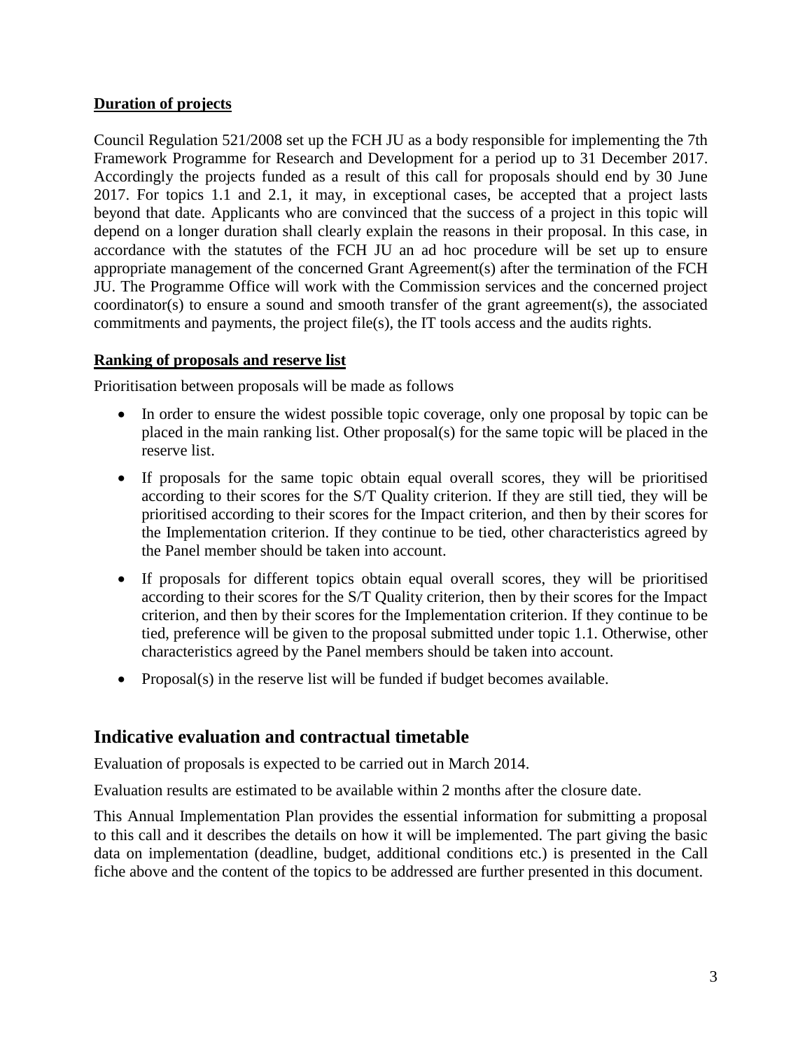**Duration of projects**

Council Regulation 521/2008 set up the FCH JU as a body responsible for implementing the 7th Framework Programme for Research and Development for a period up to 31 December 2017. Accordingly the projects funded as a result of this call for proposals should end by 30 June 2017. For topics 1.1 and 2.1, it may, in exceptional cases, be accepted that a project lasts beyond that date. Applicants who are convinced that the success of a project in this topic will depend on a longer duration shall clearly explain the reasons in their proposal. In this case, in accordance with the statutes of the FCH JU an ad hoc procedure will be set up to ensure appropriate management of the concerned Grant Agreement(s) after the termination of the FCH JU. The Programme Office will work with the Commission services and the concerned project coordinator(s) to ensure a sound and smooth transfer of the grant agreement(s), the associated commitments and payments, the project file(s), the IT tools access and the audits rights.

**Ranking of proposals and reserve list**

Prioritisation between proposals will be made as follows

- In order to ensure the widest possible topic coverage, only one proposal by topic can be placed in the main ranking list. Other proposal(s) for the same topic will be placed in the reserve list.
- If proposals for the same topic obtain equal overall scores, they will be prioritised according to their scores for the S/T Quality criterion. If they are still tied, they will be prioritised according to their scores for the Impact criterion, and then by their scores for the Implementation criterion. If they continue to be tied, other characteristics agreed by the Panel member should be taken into account.
- If proposals for different topics obtain equal overall scores, they will be prioritised according to their scores for the S/T Quality criterion, then by their scores for the Impact criterion, and then by their scores for the Implementation criterion. If they continue to be tied, preference will be given to the proposal submitted under topic 1.1. Otherwise, other characteristics agreed by the Panel members should be taken into account.
- Proposal(s) in the reserve list will be funded if budget becomes available.

## Indicative evaluation and contractual timetable

Evaluation of proposals is expected to be carried out in March 2014.

Evaluation results are estimated to be available within 2 months after the closure date.

This Annual Implementation Plan provides the essential information for submitting a proposal to this call and it describes the details on how it will be implemented. The part giving the basic data on implementation (deadline, budget, additional conditions etc.) is presented in the Call fiche above and the content of the topics to be addressed are further presented in this document.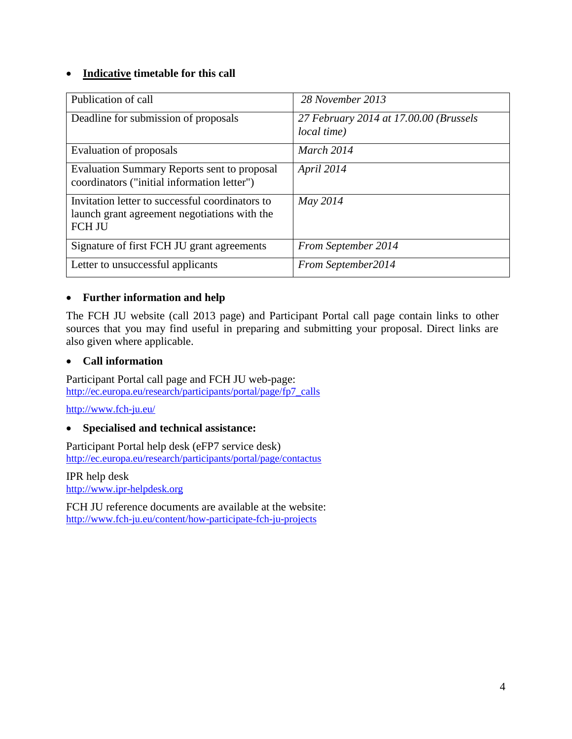- **<u>Indicative</u> timetable for this call**

| Publication of call | *28 November 2013* |
|---|---|
| Deadline for submission of proposals | *27 February 2014 at 17.00.00 (Brussels local time)* |
| Evaluation of proposals | *March 2014* |
| Evaluation Summary Reports sent to proposal coordinators ("initial information letter") | *April 2014* |
| Invitation letter to successful coordinators to launch grant agreement negotiations with the FCH JU | *May 2014* |
| Signature of first FCH JU grant agreements | *From September 2014* |
| Letter to unsuccessful applicants | *From September2014* |

- **Further information and help**

The FCH JU website (call 2013 page) and Participant Portal call page contain links to other sources that you may find useful in preparing and submitting your proposal. Direct links are also given where applicable.

- **Call information**

Participant Portal call page and FCH JU web-page:
http://ec.europa.eu/research/participants/portal/page/fp7_calls

http://www.fch-ju.eu/

- **Specialised and technical assistance:**

Participant Portal help desk (eFP7 service desk)
http://ec.europa.eu/research/participants/portal/page/contactus

IPR help desk
http://www.ipr-helpdesk.org

FCH JU reference documents are available at the website:
http://www.fch-ju.eu/content/how-participate-fch-ju-projects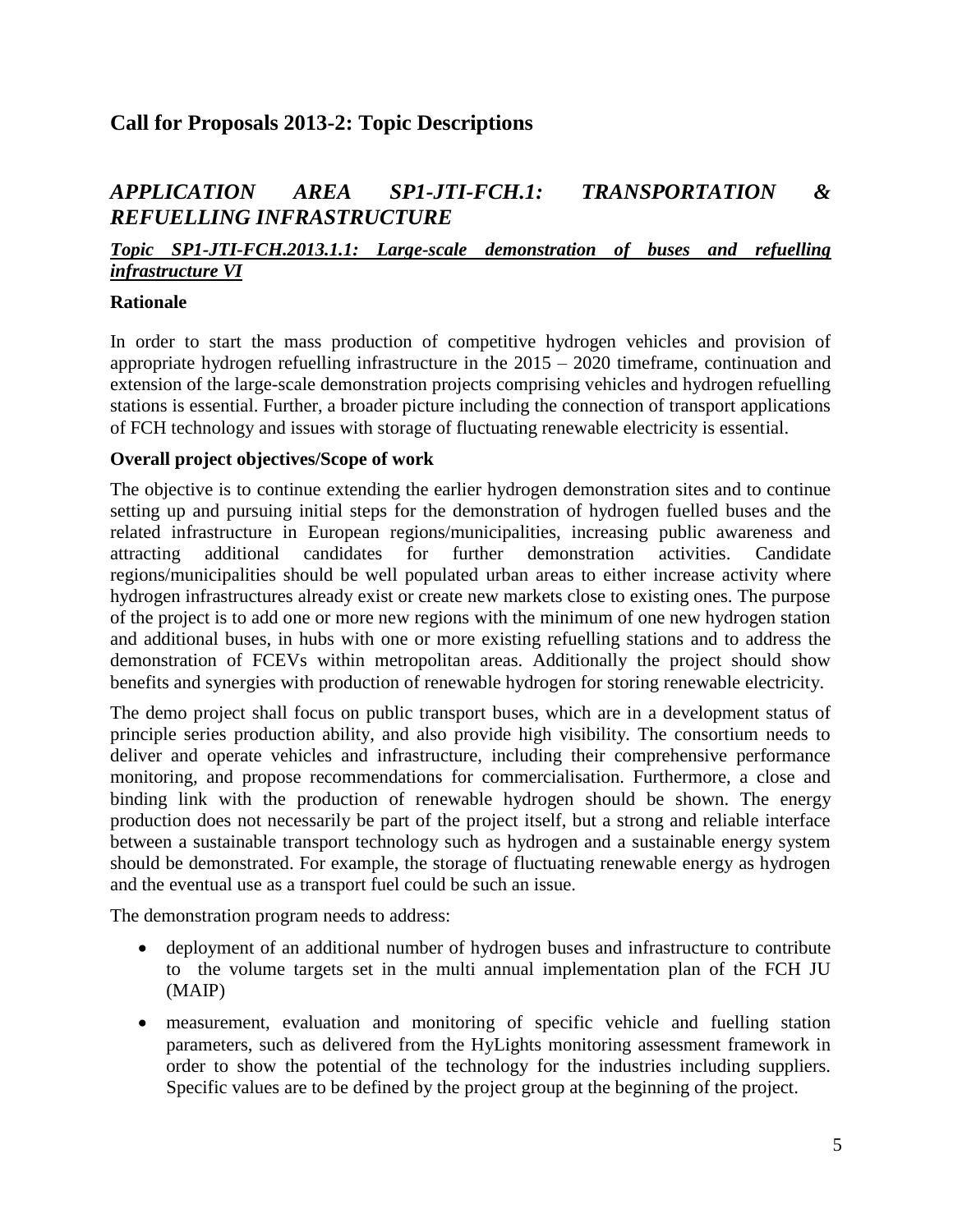## Call for Proposals 2013-2: Topic Descriptions

### *APPLICATION AREA SP1-JTI-FCH.1: TRANSPORTATION & REFUELLING INFRASTRUCTURE*

#### ***Topic SP1-JTI-FCH.2013.1.1: Large-scale demonstration of buses and refuelling infrastructure VI***

**Rationale**

In order to start the mass production of competitive hydrogen vehicles and provision of appropriate hydrogen refuelling infrastructure in the 2015 – 2020 timeframe, continuation and extension of the large-scale demonstration projects comprising vehicles and hydrogen refuelling stations is essential. Further, a broader picture including the connection of transport applications of FCH technology and issues with storage of fluctuating renewable electricity is essential.

**Overall project objectives/Scope of work**

The objective is to continue extending the earlier hydrogen demonstration sites and to continue setting up and pursuing initial steps for the demonstration of hydrogen fuelled buses and the related infrastructure in European regions/municipalities, increasing public awareness and attracting additional candidates for further demonstration activities. Candidate regions/municipalities should be well populated urban areas to either increase activity where hydrogen infrastructures already exist or create new markets close to existing ones. The purpose of the project is to add one or more new regions with the minimum of one new hydrogen station and additional buses, in hubs with one or more existing refuelling stations and to address the demonstration of FCEVs within metropolitan areas. Additionally the project should show benefits and synergies with production of renewable hydrogen for storing renewable electricity.

The demo project shall focus on public transport buses, which are in a development status of principle series production ability, and also provide high visibility. The consortium needs to deliver and operate vehicles and infrastructure, including their comprehensive performance monitoring, and propose recommendations for commercialisation. Furthermore, a close and binding link with the production of renewable hydrogen should be shown. The energy production does not necessarily be part of the project itself, but a strong and reliable interface between a sustainable transport technology such as hydrogen and a sustainable energy system should be demonstrated. For example, the storage of fluctuating renewable energy as hydrogen and the eventual use as a transport fuel could be such an issue.

The demonstration program needs to address:

- deployment of an additional number of hydrogen buses and infrastructure to contribute to the volume targets set in the multi annual implementation plan of the FCH JU (MAIP)
- measurement, evaluation and monitoring of specific vehicle and fuelling station parameters, such as delivered from the HyLights monitoring assessment framework in order to show the potential of the technology for the industries including suppliers. Specific values are to be defined by the project group at the beginning of the project.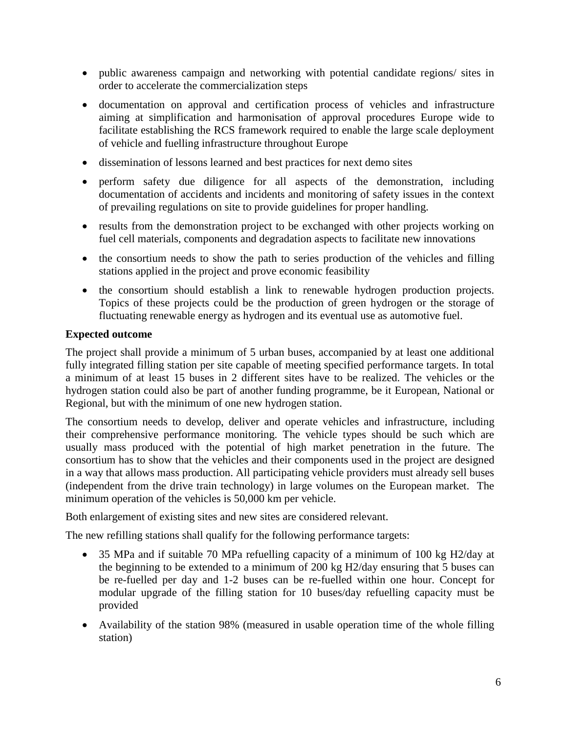- public awareness campaign and networking with potential candidate regions/ sites in order to accelerate the commercialization steps
- documentation on approval and certification process of vehicles and infrastructure aiming at simplification and harmonisation of approval procedures Europe wide to facilitate establishing the RCS framework required to enable the large scale deployment of vehicle and fuelling infrastructure throughout Europe
- dissemination of lessons learned and best practices for next demo sites
- perform safety due diligence for all aspects of the demonstration, including documentation of accidents and incidents and monitoring of safety issues in the context of prevailing regulations on site to provide guidelines for proper handling.
- results from the demonstration project to be exchanged with other projects working on fuel cell materials, components and degradation aspects to facilitate new innovations
- the consortium needs to show the path to series production of the vehicles and filling stations applied in the project and prove economic feasibility
- the consortium should establish a link to renewable hydrogen production projects. Topics of these projects could be the production of green hydrogen or the storage of fluctuating renewable energy as hydrogen and its eventual use as automotive fuel.

**Expected outcome**

The project shall provide a minimum of 5 urban buses, accompanied by at least one additional fully integrated filling station per site capable of meeting specified performance targets. In total a minimum of at least 15 buses in 2 different sites have to be realized. The vehicles or the hydrogen station could also be part of another funding programme, be it European, National or Regional, but with the minimum of one new hydrogen station.

The consortium needs to develop, deliver and operate vehicles and infrastructure, including their comprehensive performance monitoring. The vehicle types should be such which are usually mass produced with the potential of high market penetration in the future. The consortium has to show that the vehicles and their components used in the project are designed in a way that allows mass production. All participating vehicle providers must already sell buses (independent from the drive train technology) in large volumes on the European market. The minimum operation of the vehicles is 50,000 km per vehicle.

Both enlargement of existing sites and new sites are considered relevant.

The new refilling stations shall qualify for the following performance targets:

- 35 MPa and if suitable 70 MPa refuelling capacity of a minimum of 100 kg $H_2$/day at the beginning to be extended to a minimum of 200 kg $H_2$/day ensuring that 5 buses can be re-fuelled per day and 1-2 buses can be re-fuelled within one hour. Concept for modular upgrade of the filling station for 10 buses/day refuelling capacity must be provided
- Availability of the station 98% (measured in usable operation time of the whole filling station)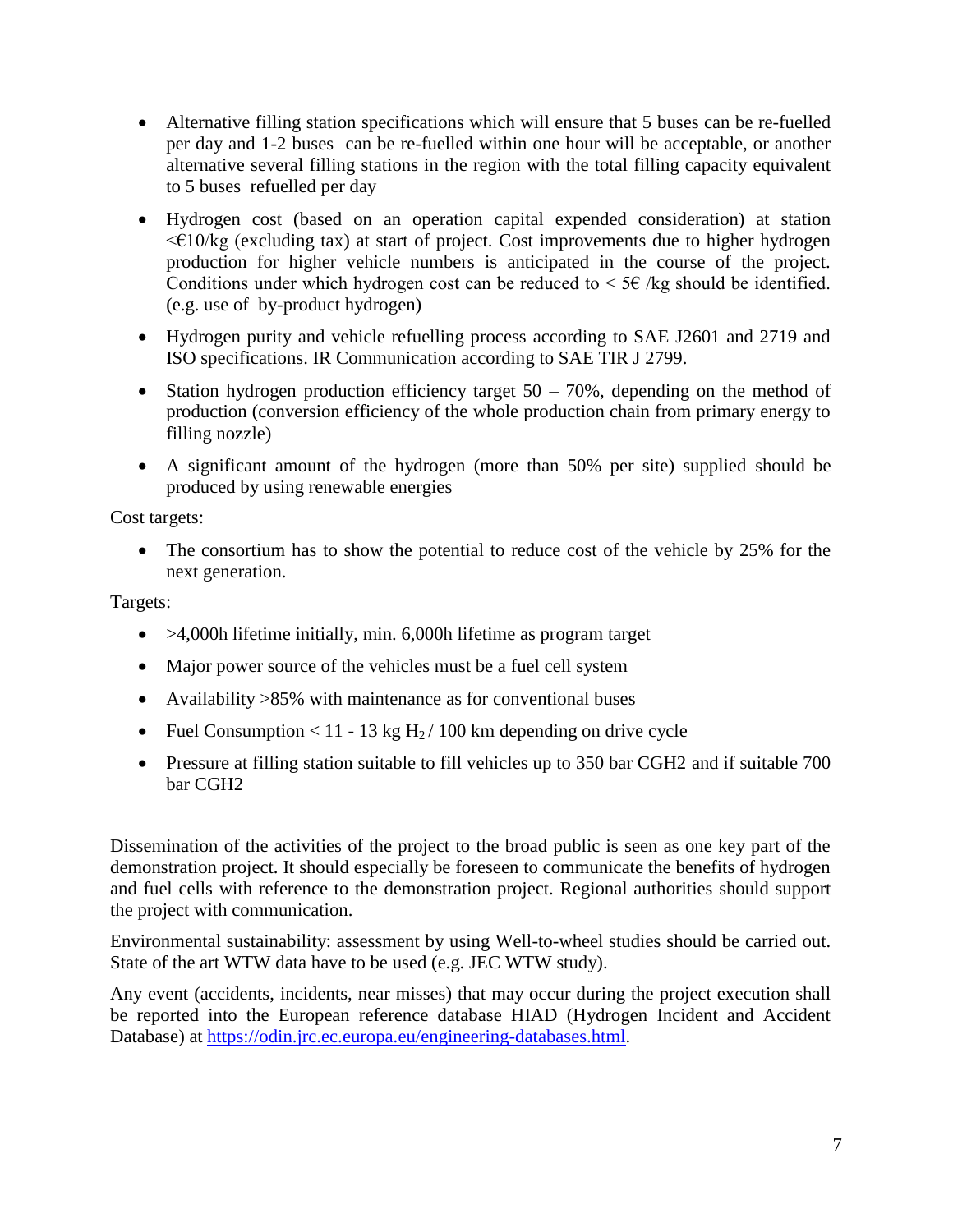- Alternative filling station specifications which will ensure that 5 buses can be re-fuelled per day and 1-2 buses can be re-fuelled within one hour will be acceptable, or another alternative several filling stations in the region with the total filling capacity equivalent to 5 buses refuelled per day
- Hydrogen cost (based on an operation capital expended consideration) at station <€10/kg (excluding tax) at start of project. Cost improvements due to higher hydrogen production for higher vehicle numbers is anticipated in the course of the project. Conditions under which hydrogen cost can be reduced to < 5€ /kg should be identified. (e.g. use of by-product hydrogen)
- Hydrogen purity and vehicle refuelling process according to SAE J2601 and 2719 and ISO specifications. IR Communication according to SAE TIR J 2799.
- Station hydrogen production efficiency target 50 – 70%, depending on the method of production (conversion efficiency of the whole production chain from primary energy to filling nozzle)
- A significant amount of the hydrogen (more than 50% per site) supplied should be produced by using renewable energies

Cost targets:

- The consortium has to show the potential to reduce cost of the vehicle by 25% for the next generation.

Targets:

- >4,000h lifetime initially, min. 6,000h lifetime as program target
- Major power source of the vehicles must be a fuel cell system
- Availability >85% with maintenance as for conventional buses
- Fuel Consumption < 11 - 13 kg $H_2$ / 100 km depending on drive cycle
- Pressure at filling station suitable to fill vehicles up to 350 bar CGH2 and if suitable 700 bar CGH2

Dissemination of the activities of the project to the broad public is seen as one key part of the demonstration project. It should especially be foreseen to communicate the benefits of hydrogen and fuel cells with reference to the demonstration project. Regional authorities should support the project with communication.

Environmental sustainability: assessment by using Well-to-wheel studies should be carried out. State of the art WTW data have to be used (e.g. JEC WTW study).

Any event (accidents, incidents, near misses) that may occur during the project execution shall be reported into the European reference database HIAD (Hydrogen Incident and Accident Database) at https://odin.jrc.ec.europa.eu/engineering-databases.html.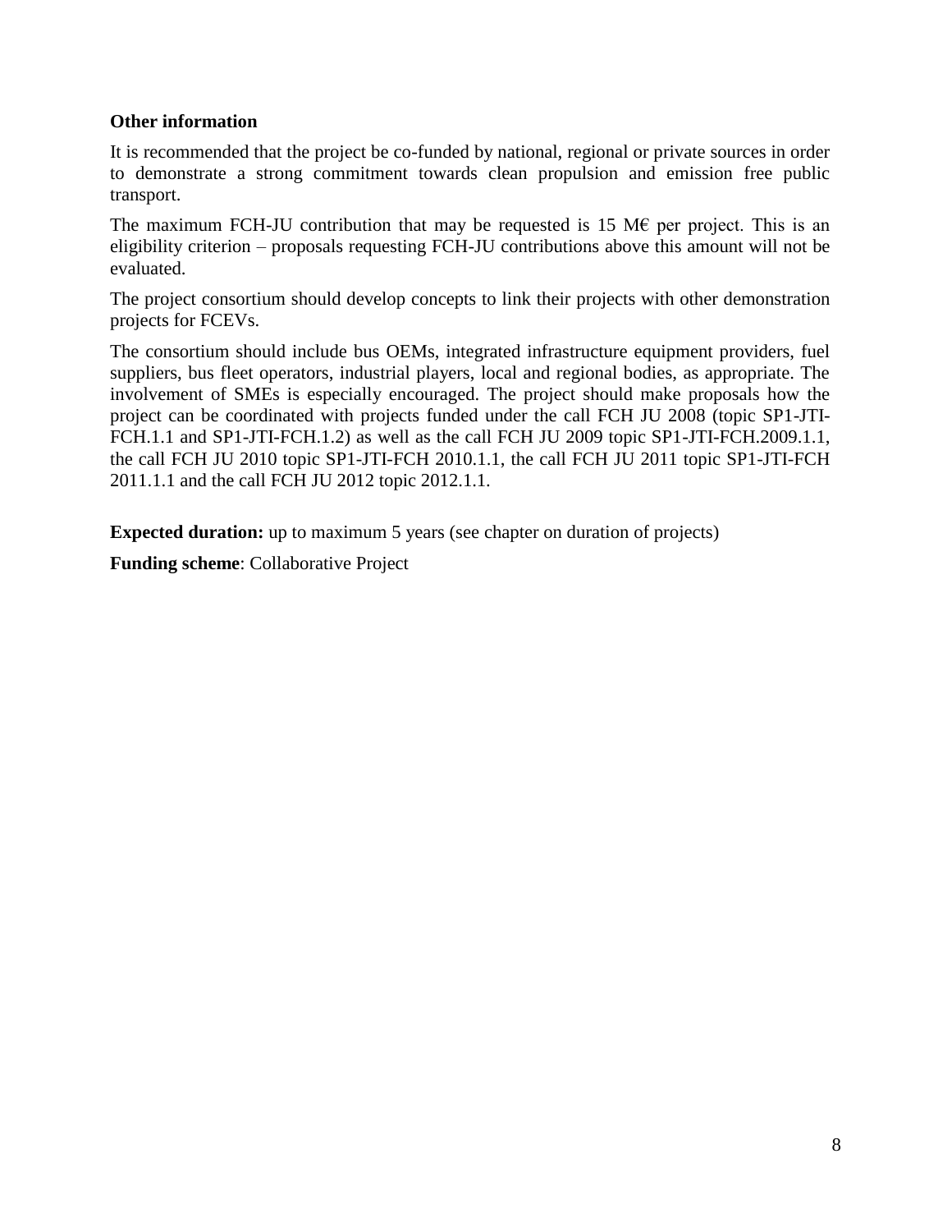**Other information**

It is recommended that the project be co-funded by national, regional or private sources in order to demonstrate a strong commitment towards clean propulsion and emission free public transport.

The maximum FCH-JU contribution that may be requested is 15 M€ per project. This is an eligibility criterion – proposals requesting FCH-JU contributions above this amount will not be evaluated.

The project consortium should develop concepts to link their projects with other demonstration projects for FCEVs.

The consortium should include bus OEMs, integrated infrastructure equipment providers, fuel suppliers, bus fleet operators, industrial players, local and regional bodies, as appropriate. The involvement of SMEs is especially encouraged. The project should make proposals how the project can be coordinated with projects funded under the call FCH JU 2008 (topic SP1-JTI-FCH.1.1 and SP1-JTI-FCH.1.2) as well as the call FCH JU 2009 topic SP1-JTI-FCH.2009.1.1, the call FCH JU 2010 topic SP1-JTI-FCH 2010.1.1, the call FCH JU 2011 topic SP1-JTI-FCH 2011.1.1 and the call FCH JU 2012 topic 2012.1.1.

**Expected duration:** up to maximum 5 years (see chapter on duration of projects)

**Funding scheme**: Collaborative Project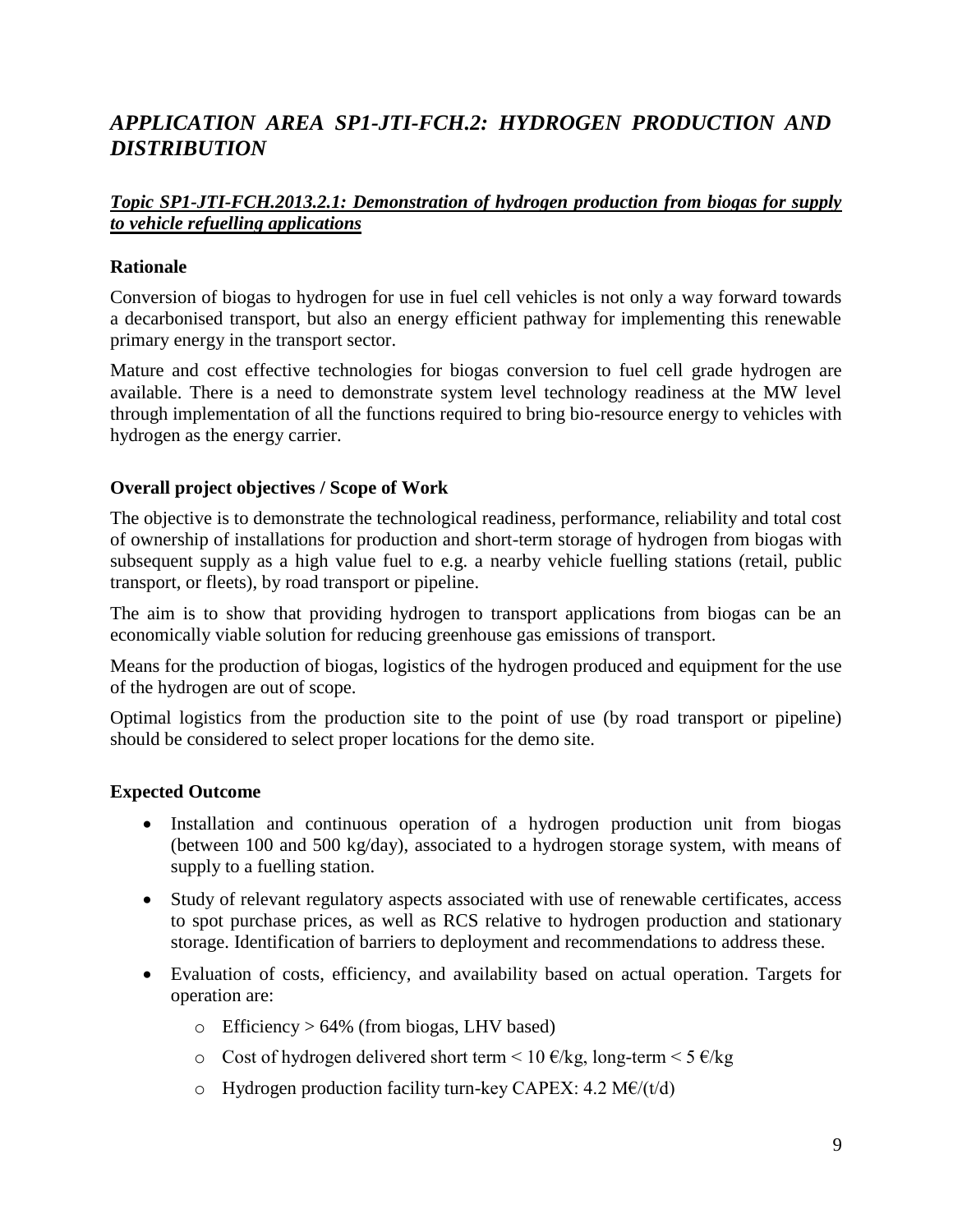## *APPLICATION AREA SP1-JTI-FCH.2: HYDROGEN PRODUCTION AND DISTRIBUTION*

### ***Topic SP1-JTI-FCH.2013.2.1: Demonstration of hydrogen production from biogas for supply to vehicle refuelling applications***

**Rationale**

Conversion of biogas to hydrogen for use in fuel cell vehicles is not only a way forward towards a decarbonised transport, but also an energy efficient pathway for implementing this renewable primary energy in the transport sector.

Mature and cost effective technologies for biogas conversion to fuel cell grade hydrogen are available. There is a need to demonstrate system level technology readiness at the MW level through implementation of all the functions required to bring bio-resource energy to vehicles with hydrogen as the energy carrier.

**Overall project objectives / Scope of Work**

The objective is to demonstrate the technological readiness, performance, reliability and total cost of ownership of installations for production and short-term storage of hydrogen from biogas with subsequent supply as a high value fuel to e.g. a nearby vehicle fuelling stations (retail, public transport, or fleets), by road transport or pipeline.

The aim is to show that providing hydrogen to transport applications from biogas can be an economically viable solution for reducing greenhouse gas emissions of transport.

Means for the production of biogas, logistics of the hydrogen produced and equipment for the use of the hydrogen are out of scope.

Optimal logistics from the production site to the point of use (by road transport or pipeline) should be considered to select proper locations for the demo site.

**Expected Outcome**

- Installation and continuous operation of a hydrogen production unit from biogas (between 100 and 500 kg/day), associated to a hydrogen storage system, with means of supply to a fuelling station.
- Study of relevant regulatory aspects associated with use of renewable certificates, access to spot purchase prices, as well as RCS relative to hydrogen production and stationary storage. Identification of barriers to deployment and recommendations to address these.
- Evaluation of costs, efficiency, and availability based on actual operation. Targets for operation are:
  - Efficiency > 64% (from biogas, LHV based)
  - Cost of hydrogen delivered short term < 10 €/kg, long-term < 5 €/kg
  - Hydrogen production facility turn-key CAPEX: 4.2 M€/(t/d)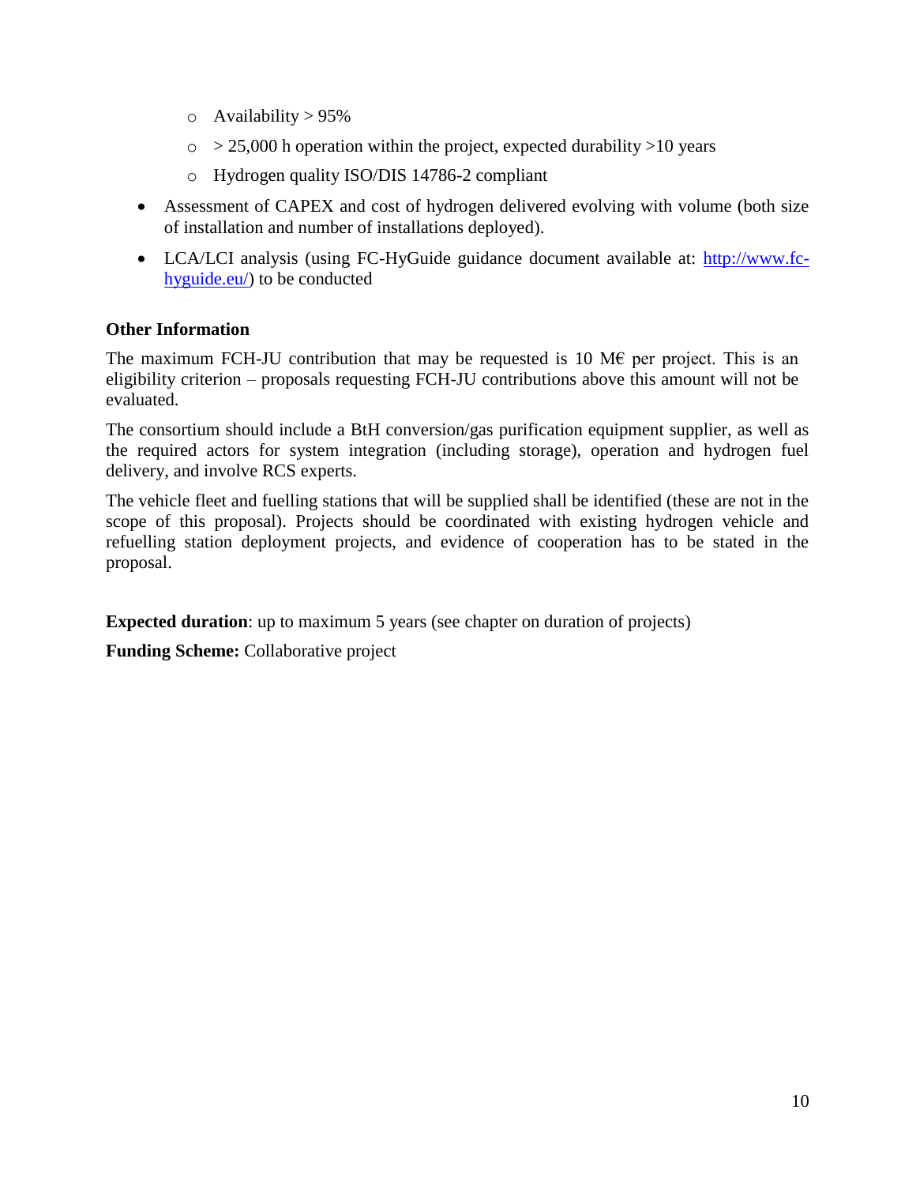- Availability > 95%
  - > 25,000 h operation within the project, expected durability >10 years
  - Hydrogen quality ISO/DIS 14786-2 compliant
- Assessment of CAPEX and cost of hydrogen delivered evolving with volume (both size of installation and number of installations deployed).
- LCA/LCI analysis (using FC-HyGuide guidance document available at: [http://www.fc-hyguide.eu/](http://www.fc-hyguide.eu/)) to be conducted

**Other Information**

The maximum FCH-JU contribution that may be requested is 10 M€ per project. This is an eligibility criterion – proposals requesting FCH-JU contributions above this amount will not be evaluated.

The consortium should include a BtH conversion/gas purification equipment supplier, as well as the required actors for system integration (including storage), operation and hydrogen fuel delivery, and involve RCS experts.

The vehicle fleet and fuelling stations that will be supplied shall be identified (these are not in the scope of this proposal). Projects should be coordinated with existing hydrogen vehicle and refuelling station deployment projects, and evidence of cooperation has to be stated in the proposal.

**Expected duration**: up to maximum 5 years (see chapter on duration of projects)

**Funding Scheme:** Collaborative project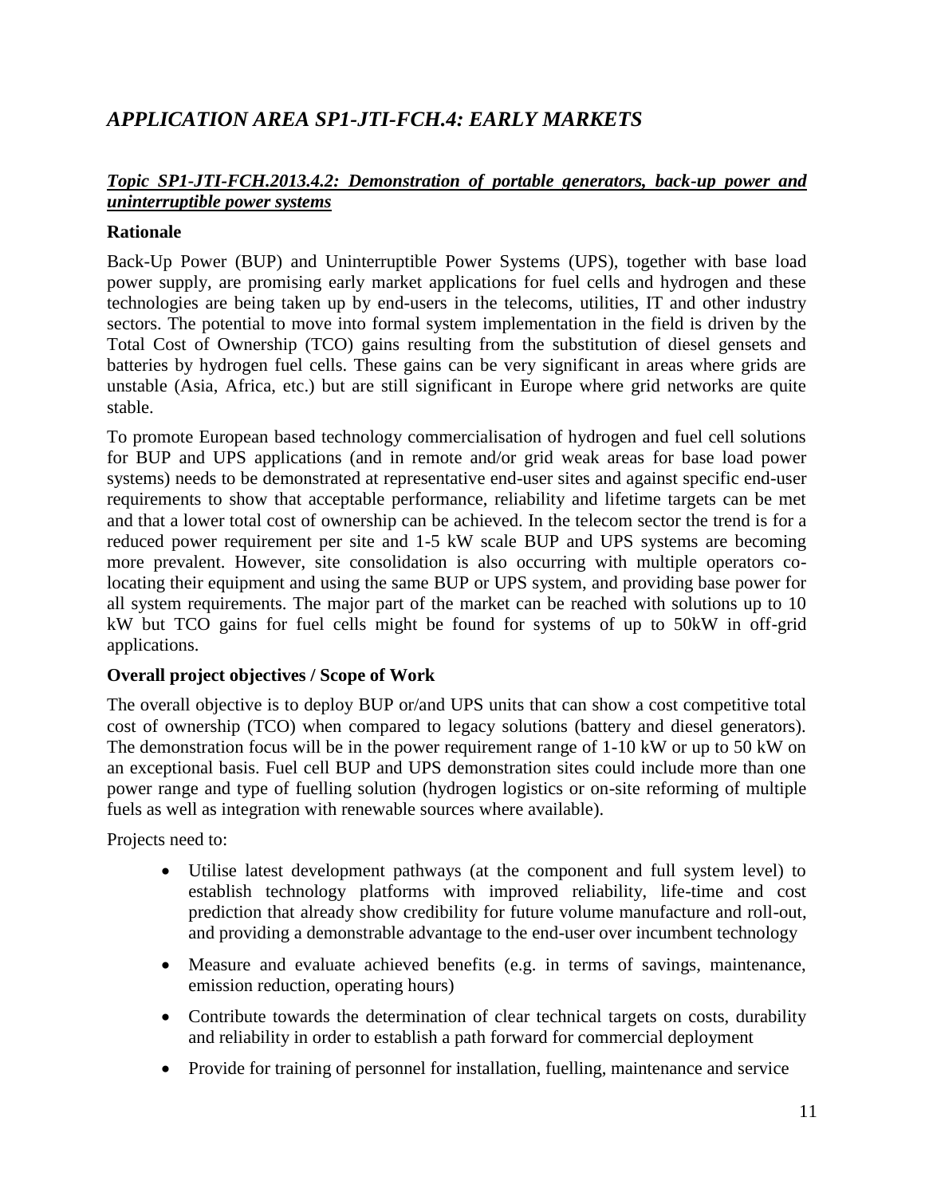## *APPLICATION AREA SP1-JTI-FCH.4: EARLY MARKETS*

### ***Topic SP1-JTI-FCH.2013.4.2: Demonstration of portable generators, back-up power and uninterruptible power systems***

**Rationale**

Back-Up Power (BUP) and Uninterruptible Power Systems (UPS), together with base load power supply, are promising early market applications for fuel cells and hydrogen and these technologies are being taken up by end-users in the telecoms, utilities, IT and other industry sectors. The potential to move into formal system implementation in the field is driven by the Total Cost of Ownership (TCO) gains resulting from the substitution of diesel gensets and batteries by hydrogen fuel cells. These gains can be very significant in areas where grids are unstable (Asia, Africa, etc.) but are still significant in Europe where grid networks are quite stable.

To promote European based technology commercialisation of hydrogen and fuel cell solutions for BUP and UPS applications (and in remote and/or grid weak areas for base load power systems) needs to be demonstrated at representative end-user sites and against specific end-user requirements to show that acceptable performance, reliability and lifetime targets can be met and that a lower total cost of ownership can be achieved. In the telecom sector the trend is for a reduced power requirement per site and 1-5 kW scale BUP and UPS systems are becoming more prevalent. However, site consolidation is also occurring with multiple operators co-locating their equipment and using the same BUP or UPS system, and providing base power for all system requirements. The major part of the market can be reached with solutions up to 10 kW but TCO gains for fuel cells might be found for systems of up to 50kW in off-grid applications.

**Overall project objectives / Scope of Work**

The overall objective is to deploy BUP or/and UPS units that can show a cost competitive total cost of ownership (TCO) when compared to legacy solutions (battery and diesel generators). The demonstration focus will be in the power requirement range of 1-10 kW or up to 50 kW on an exceptional basis. Fuel cell BUP and UPS demonstration sites could include more than one power range and type of fuelling solution (hydrogen logistics or on-site reforming of multiple fuels as well as integration with renewable sources where available).

Projects need to:

- Utilise latest development pathways (at the component and full system level) to establish technology platforms with improved reliability, life-time and cost prediction that already show credibility for future volume manufacture and roll-out, and providing a demonstrable advantage to the end-user over incumbent technology
- Measure and evaluate achieved benefits (e.g. in terms of savings, maintenance, emission reduction, operating hours)
- Contribute towards the determination of clear technical targets on costs, durability and reliability in order to establish a path forward for commercial deployment
- Provide for training of personnel for installation, fuelling, maintenance and service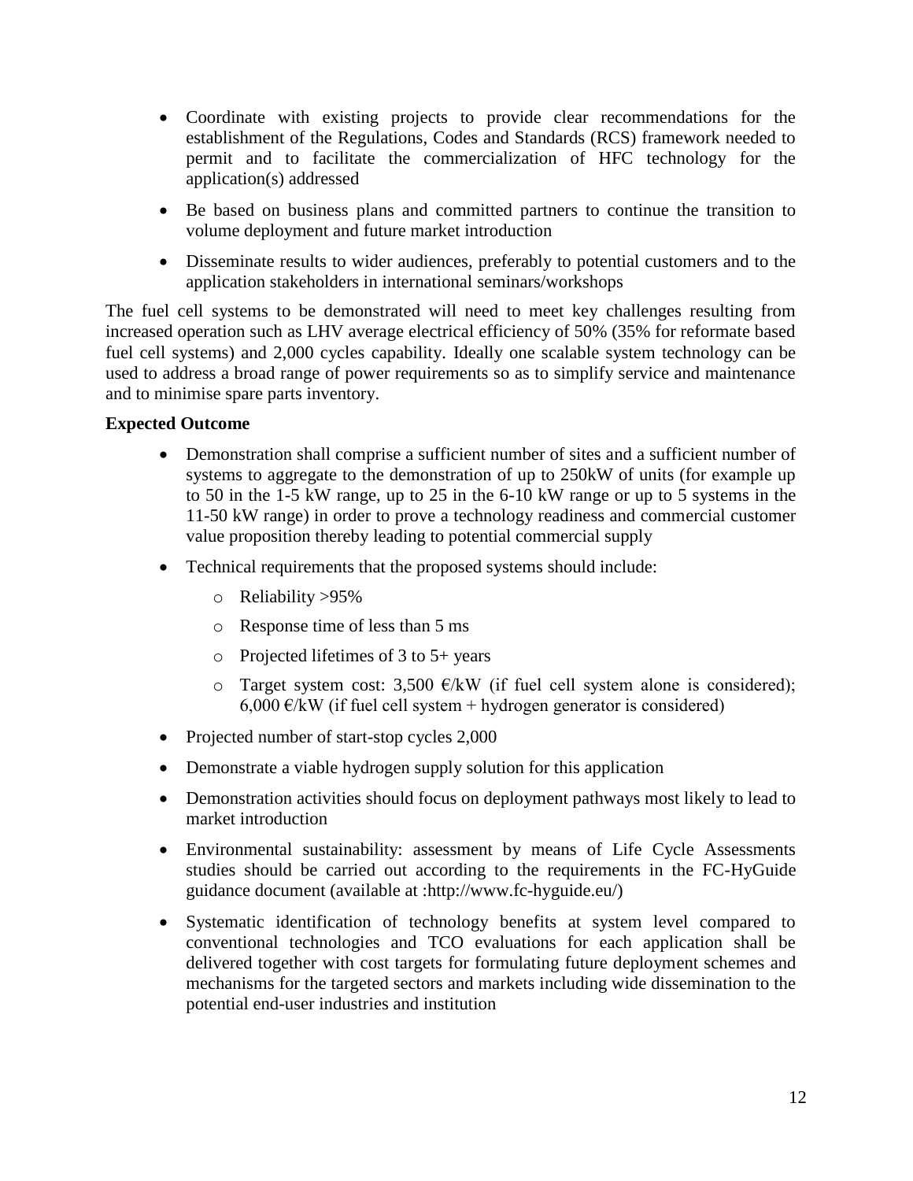- Coordinate with existing projects to provide clear recommendations for the establishment of the Regulations, Codes and Standards (RCS) framework needed to permit and to facilitate the commercialization of HFC technology for the application(s) addressed
- Be based on business plans and committed partners to continue the transition to volume deployment and future market introduction
- Disseminate results to wider audiences, preferably to potential customers and to the application stakeholders in international seminars/workshops

The fuel cell systems to be demonstrated will need to meet key challenges resulting from increased operation such as LHV average electrical efficiency of 50% (35% for reformate based fuel cell systems) and 2,000 cycles capability. Ideally one scalable system technology can be used to address a broad range of power requirements so as to simplify service and maintenance and to minimise spare parts inventory.

**Expected Outcome**

- Demonstration shall comprise a sufficient number of sites and a sufficient number of systems to aggregate to the demonstration of up to 250kW of units (for example up to 50 in the 1-5 kW range, up to 25 in the 6-10 kW range or up to 5 systems in the 11-50 kW range) in order to prove a technology readiness and commercial customer value proposition thereby leading to potential commercial supply
- Technical requirements that the proposed systems should include:
  - Reliability >95%
  - Response time of less than 5 ms
  - Projected lifetimes of 3 to 5+ years
  - Target system cost: 3,500 €/kW (if fuel cell system alone is considered); 6,000 €/kW (if fuel cell system + hydrogen generator is considered)
- Projected number of start-stop cycles 2,000
- Demonstrate a viable hydrogen supply solution for this application
- Demonstration activities should focus on deployment pathways most likely to lead to market introduction
- Environmental sustainability: assessment by means of Life Cycle Assessments studies should be carried out according to the requirements in the FC-HyGuide guidance document (available at :http://www.fc-hyguide.eu/)
- Systematic identification of technology benefits at system level compared to conventional technologies and TCO evaluations for each application shall be delivered together with cost targets for formulating future deployment schemes and mechanisms for the targeted sectors and markets including wide dissemination to the potential end-user industries and institution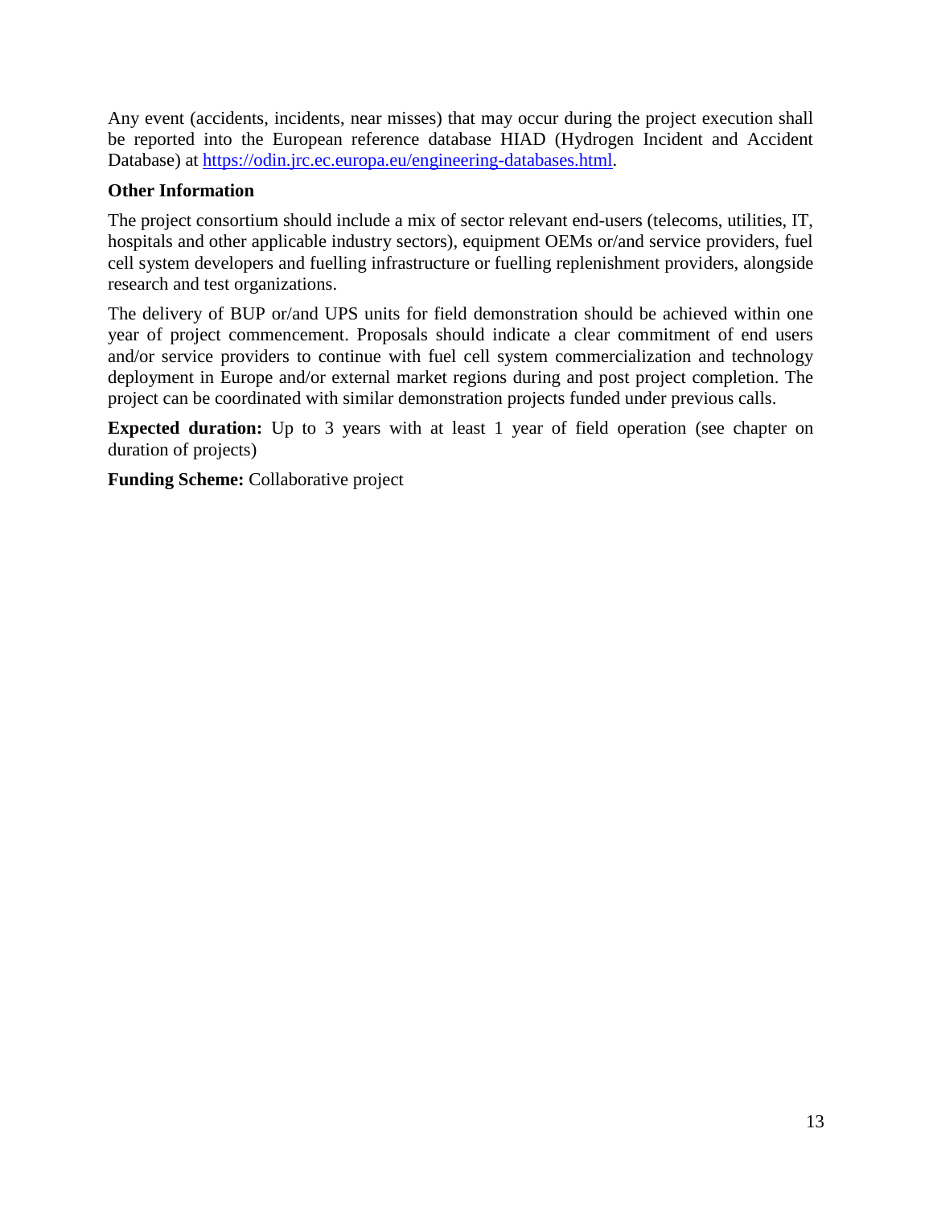Any event (accidents, incidents, near misses) that may occur during the project execution shall be reported into the European reference database HIAD (Hydrogen Incident and Accident Database) at [https://odin.jrc.ec.europa.eu/engineering-databases.html](https://odin.jrc.ec.europa.eu/engineering-databases.html).

**Other Information**

The project consortium should include a mix of sector relevant end-users (telecoms, utilities, IT, hospitals and other applicable industry sectors), equipment OEMs or/and service providers, fuel cell system developers and fuelling infrastructure or fuelling replenishment providers, alongside research and test organizations.

The delivery of BUP or/and UPS units for field demonstration should be achieved within one year of project commencement. Proposals should indicate a clear commitment of end users and/or service providers to continue with fuel cell system commercialization and technology deployment in Europe and/or external market regions during and post project completion. The project can be coordinated with similar demonstration projects funded under previous calls.

**Expected duration:** Up to 3 years with at least 1 year of field operation (see chapter on duration of projects)

**Funding Scheme:** Collaborative project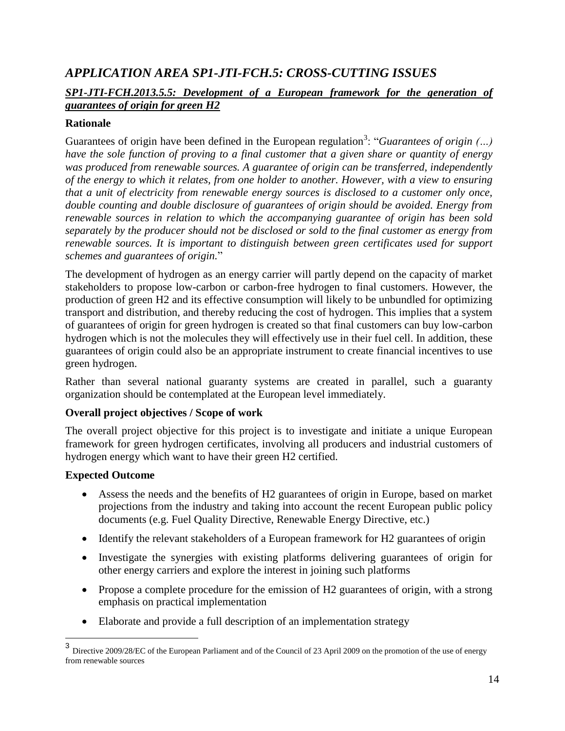## *APPLICATION AREA SP1-JTI-FCH.5: CROSS-CUTTING ISSUES*

### ***SP1-JTI-FCH.2013.5.5: Development of a European framework for the generation of guarantees of origin for green H2***

### Rationale

Guarantees of origin have been defined in the European regulation[3]: "*Guarantees of origin (...) have the sole function of proving to a final customer that a given share or quantity of energy was produced from renewable sources. A guarantee of origin can be transferred, independently of the energy to which it relates, from one holder to another. However, with a view to ensuring that a unit of electricity from renewable energy sources is disclosed to a customer only once, double counting and double disclosure of guarantees of origin should be avoided. Energy from renewable sources in relation to which the accompanying guarantee of origin has been sold separately by the producer should not be disclosed or sold to the final customer as energy from renewable sources. It is important to distinguish between green certificates used for support schemes and guarantees of origin.*"

The development of hydrogen as an energy carrier will partly depend on the capacity of market stakeholders to propose low-carbon or carbon-free hydrogen to final customers. However, the production of green H2 and its effective consumption will likely to be unbundled for optimizing transport and distribution, and thereby reducing the cost of hydrogen. This implies that a system of guarantees of origin for green hydrogen is created so that final customers can buy low-carbon hydrogen which is not the molecules they will effectively use in their fuel cell. In addition, these guarantees of origin could also be an appropriate instrument to create financial incentives to use green hydrogen.

Rather than several national guaranty systems are created in parallel, such a guaranty organization should be contemplated at the European level immediately.

### Overall project objectives / Scope of work

The overall project objective for this project is to investigate and initiate a unique European framework for green hydrogen certificates, involving all producers and industrial customers of hydrogen energy which want to have their green H2 certified.

### Expected Outcome

- Assess the needs and the benefits of H2 guarantees of origin in Europe, based on market projections from the industry and taking into account the recent European public policy documents (e.g. Fuel Quality Directive, Renewable Energy Directive, etc.)
- Identify the relevant stakeholders of a European framework for H2 guarantees of origin
- Investigate the synergies with existing platforms delivering guarantees of origin for other energy carriers and explore the interest in joining such platforms
- Propose a complete procedure for the emission of H2 guarantees of origin, with a strong emphasis on practical implementation
- Elaborate and provide a full description of an implementation strategy

---

[3] Directive 2009/28/EC of the European Parliament and of the Council of 23 April 2009 on the promotion of the use of energy from renewable sources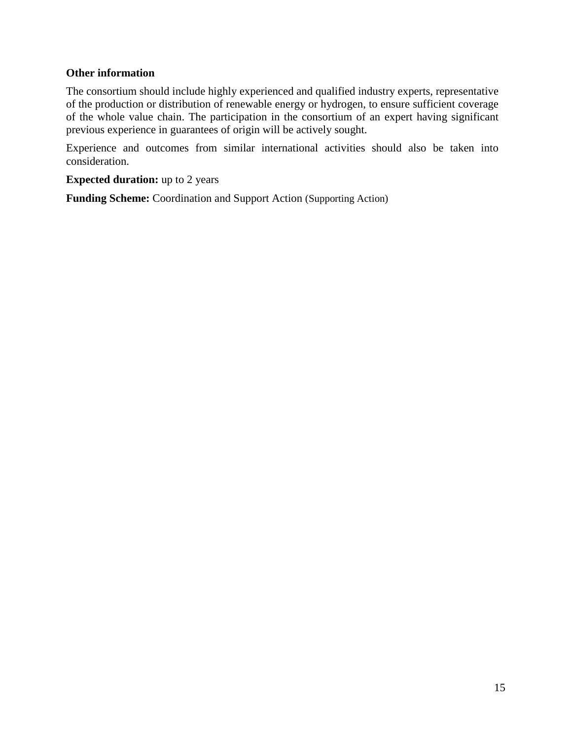**Other information**

The consortium should include highly experienced and qualified industry experts, representative of the production or distribution of renewable energy or hydrogen, to ensure sufficient coverage of the whole value chain. The participation in the consortium of an expert having significant previous experience in guarantees of origin will be actively sought.

Experience and outcomes from similar international activities should also be taken into consideration.

**Expected duration:** up to 2 years

**Funding Scheme:** Coordination and Support Action (Supporting Action)